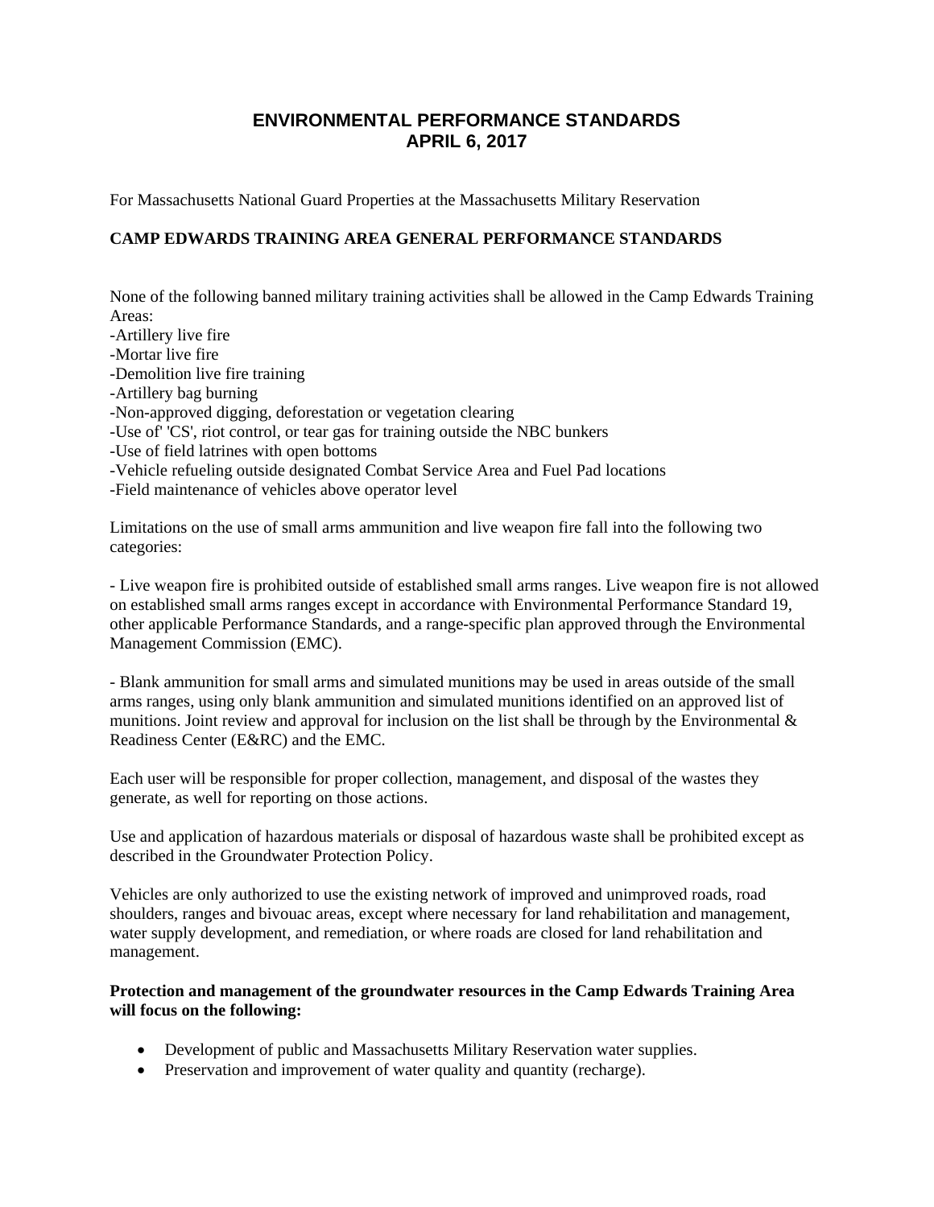# ENVIRONMENTAL PERFORMANCE STANDARDS
# APRIL 6, 2017

For Massachusetts National Guard Properties at the Massachusetts Military Reservation

**CAMP EDWARDS TRAINING AREA GENERAL PERFORMANCE STANDARDS**

None of the following banned military training activities shall be allowed in the Camp Edwards Training Areas:
-Artillery live fire
-Mortar live fire
-Demolition live fire training
-Artillery bag burning
-Non-approved digging, deforestation or vegetation clearing
-Use of' 'CS', riot control, or tear gas for training outside the NBC bunkers
-Use of field latrines with open bottoms
-Vehicle refueling outside designated Combat Service Area and Fuel Pad locations
-Field maintenance of vehicles above operator level

Limitations on the use of small arms ammunition and live weapon fire fall into the following two categories:

- Live weapon fire is prohibited outside of established small arms ranges. Live weapon fire is not allowed on established small arms ranges except in accordance with Environmental Performance Standard 19, other applicable Performance Standards, and a range-specific plan approved through the Environmental Management Commission (EMC).

- Blank ammunition for small arms and simulated munitions may be used in areas outside of the small arms ranges, using only blank ammunition and simulated munitions identified on an approved list of munitions. Joint review and approval for inclusion on the list shall be through by the Environmental & Readiness Center (E&RC) and the EMC.

Each user will be responsible for proper collection, management, and disposal of the wastes they generate, as well for reporting on those actions.

Use and application of hazardous materials or disposal of hazardous waste shall be prohibited except as described in the Groundwater Protection Policy.

Vehicles are only authorized to use the existing network of improved and unimproved roads, road shoulders, ranges and bivouac areas, except where necessary for land rehabilitation and management, water supply development, and remediation, or where roads are closed for land rehabilitation and management.

**Protection and management of the groundwater resources in the Camp Edwards Training Area will focus on the following:**

- Development of public and Massachusetts Military Reservation water supplies.
- Preservation and improvement of water quality and quantity (recharge).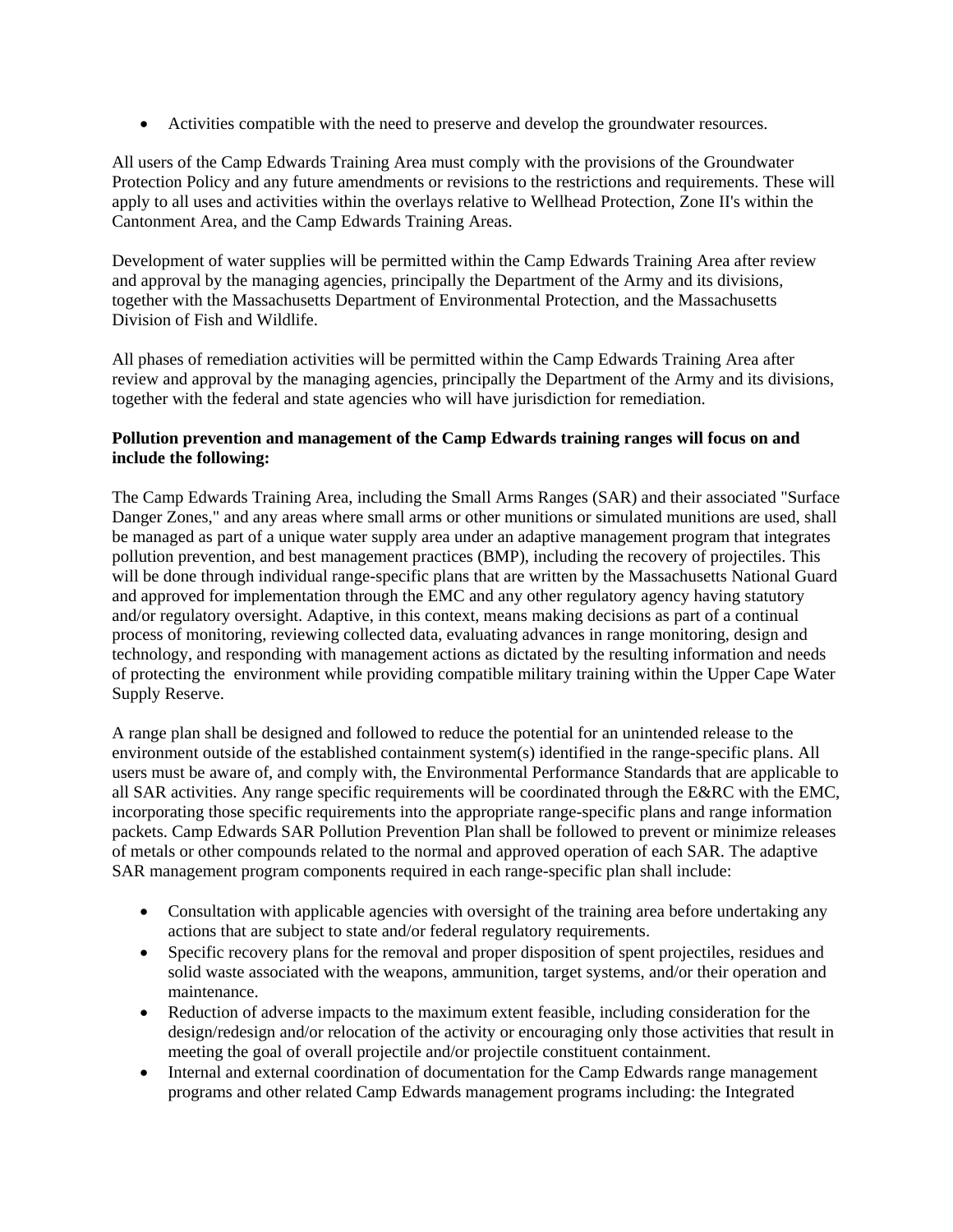- Activities compatible with the need to preserve and develop the groundwater resources.

All users of the Camp Edwards Training Area must comply with the provisions of the Groundwater Protection Policy and any future amendments or revisions to the restrictions and requirements. These will apply to all uses and activities within the overlays relative to Wellhead Protection, Zone II's within the Cantonment Area, and the Camp Edwards Training Areas.

Development of water supplies will be permitted within the Camp Edwards Training Area after review and approval by the managing agencies, principally the Department of the Army and its divisions, together with the Massachusetts Department of Environmental Protection, and the Massachusetts Division of Fish and Wildlife.

All phases of remediation activities will be permitted within the Camp Edwards Training Area after review and approval by the managing agencies, principally the Department of the Army and its divisions, together with the federal and state agencies who will have jurisdiction for remediation.

**Pollution prevention and management of the Camp Edwards training ranges will focus on and include the following:**

The Camp Edwards Training Area, including the Small Arms Ranges (SAR) and their associated "Surface Danger Zones," and any areas where small arms or other munitions or simulated munitions are used, shall be managed as part of a unique water supply area under an adaptive management program that integrates pollution prevention, and best management practices (BMP), including the recovery of projectiles. This will be done through individual range-specific plans that are written by the Massachusetts National Guard and approved for implementation through the EMC and any other regulatory agency having statutory and/or regulatory oversight. Adaptive, in this context, means making decisions as part of a continual process of monitoring, reviewing collected data, evaluating advances in range monitoring, design and technology, and responding with management actions as dictated by the resulting information and needs of protecting the environment while providing compatible military training within the Upper Cape Water Supply Reserve.

A range plan shall be designed and followed to reduce the potential for an unintended release to the environment outside of the established containment system(s) identified in the range-specific plans. All users must be aware of, and comply with, the Environmental Performance Standards that are applicable to all SAR activities. Any range specific requirements will be coordinated through the E&RC with the EMC, incorporating those specific requirements into the appropriate range-specific plans and range information packets. Camp Edwards SAR Pollution Prevention Plan shall be followed to prevent or minimize releases of metals or other compounds related to the normal and approved operation of each SAR. The adaptive SAR management program components required in each range-specific plan shall include:

- Consultation with applicable agencies with oversight of the training area before undertaking any actions that are subject to state and/or federal regulatory requirements.
- Specific recovery plans for the removal and proper disposition of spent projectiles, residues and solid waste associated with the weapons, ammunition, target systems, and/or their operation and maintenance.
- Reduction of adverse impacts to the maximum extent feasible, including consideration for the design/redesign and/or relocation of the activity or encouraging only those activities that result in meeting the goal of overall projectile and/or projectile constituent containment.
- Internal and external coordination of documentation for the Camp Edwards range management programs and other related Camp Edwards management programs including: the Integrated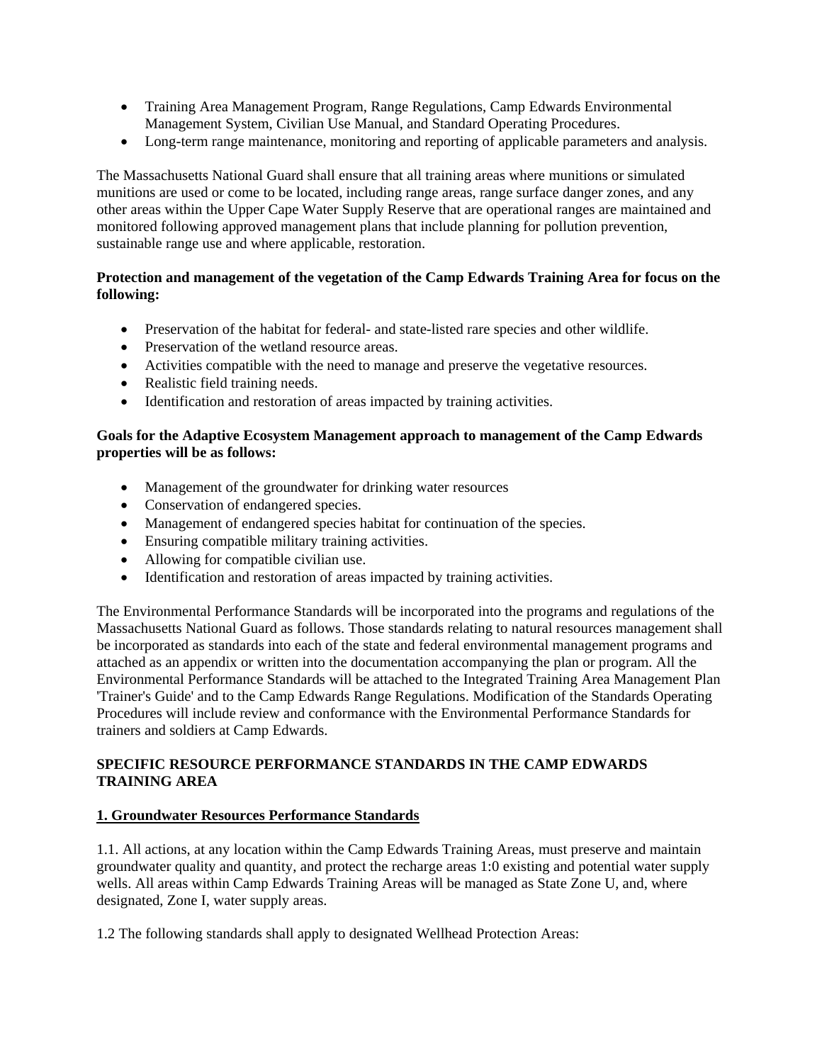- Training Area Management Program, Range Regulations, Camp Edwards Environmental Management System, Civilian Use Manual, and Standard Operating Procedures.
- Long-term range maintenance, monitoring and reporting of applicable parameters and analysis.

The Massachusetts National Guard shall ensure that all training areas where munitions or simulated munitions are used or come to be located, including range areas, range surface danger zones, and any other areas within the Upper Cape Water Supply Reserve that are operational ranges are maintained and monitored following approved management plans that include planning for pollution prevention, sustainable range use and where applicable, restoration.

**Protection and management of the vegetation of the Camp Edwards Training Area for focus on the following:**

- Preservation of the habitat for federal- and state-listed rare species and other wildlife.
- Preservation of the wetland resource areas.
- Activities compatible with the need to manage and preserve the vegetative resources.
- Realistic field training needs.
- Identification and restoration of areas impacted by training activities.

**Goals for the Adaptive Ecosystem Management approach to management of the Camp Edwards properties will be as follows:**

- Management of the groundwater for drinking water resources
- Conservation of endangered species.
- Management of endangered species habitat for continuation of the species.
- Ensuring compatible military training activities.
- Allowing for compatible civilian use.
- Identification and restoration of areas impacted by training activities.

The Environmental Performance Standards will be incorporated into the programs and regulations of the Massachusetts National Guard as follows. Those standards relating to natural resources management shall be incorporated as standards into each of the state and federal environmental management programs and attached as an appendix or written into the documentation accompanying the plan or program. All the Environmental Performance Standards will be attached to the Integrated Training Area Management Plan 'Trainer's Guide' and to the Camp Edwards Range Regulations. Modification of the Standards Operating Procedures will include review and conformance with the Environmental Performance Standards for trainers and soldiers at Camp Edwards.

**SPECIFIC RESOURCE PERFORMANCE STANDARDS IN THE CAMP EDWARDS TRAINING AREA**

**1. Groundwater Resources Performance Standards**

1.1. All actions, at any location within the Camp Edwards Training Areas, must preserve and maintain groundwater quality and quantity, and protect the recharge areas 1:0 existing and potential water supply wells. All areas within Camp Edwards Training Areas will be managed as State Zone U, and, where designated, Zone I, water supply areas.

1.2 The following standards shall apply to designated Wellhead Protection Areas: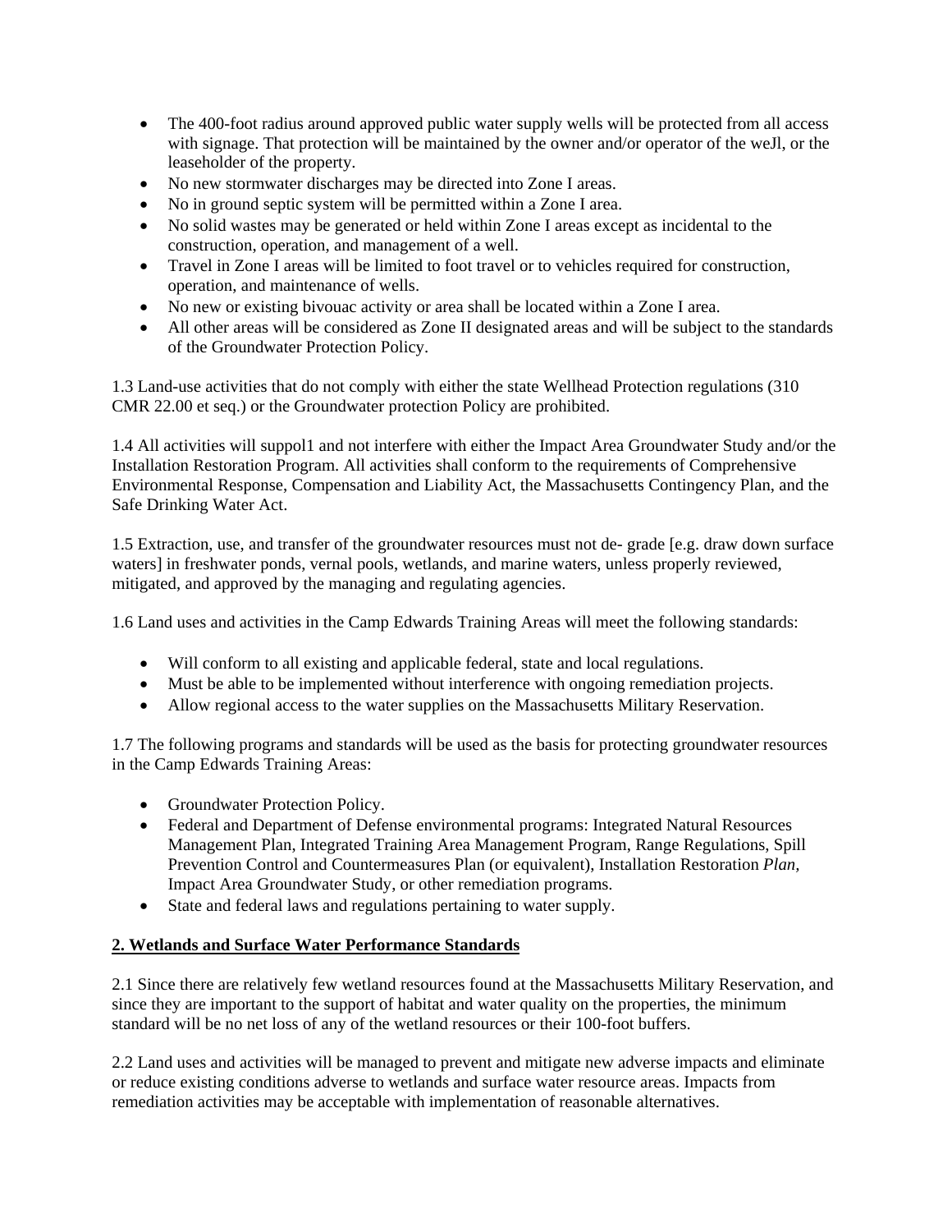- The 400-foot radius around approved public water supply wells will be protected from all access with signage. That protection will be maintained by the owner and/or operator of the weJl, or the leaseholder of the property.
- No new stormwater discharges may be directed into Zone I areas.
- No in ground septic system will be permitted within a Zone I area.
- No solid wastes may be generated or held within Zone I areas except as incidental to the construction, operation, and management of a well.
- Travel in Zone I areas will be limited to foot travel or to vehicles required for construction, operation, and maintenance of wells.
- No new or existing bivouac activity or area shall be located within a Zone I area.
- All other areas will be considered as Zone II designated areas and will be subject to the standards of the Groundwater Protection Policy.

1.3 Land-use activities that do not comply with either the state Wellhead Protection regulations (310 CMR 22.00 et seq.) or the Groundwater protection Policy are prohibited.

1.4 All activities will suppol1 and not interfere with either the Impact Area Groundwater Study and/or the Installation Restoration Program. All activities shall conform to the requirements of Comprehensive Environmental Response, Compensation and Liability Act, the Massachusetts Contingency Plan, and the Safe Drinking Water Act.

1.5 Extraction, use, and transfer of the groundwater resources must not de- grade [e.g. draw down surface waters] in freshwater ponds, vernal pools, wetlands, and marine waters, unless properly reviewed, mitigated, and approved by the managing and regulating agencies.

1.6 Land uses and activities in the Camp Edwards Training Areas will meet the following standards:

- Will conform to all existing and applicable federal, state and local regulations.
- Must be able to be implemented without interference with ongoing remediation projects.
- Allow regional access to the water supplies on the Massachusetts Military Reservation.

1.7 The following programs and standards will be used as the basis for protecting groundwater resources in the Camp Edwards Training Areas:

- Groundwater Protection Policy.
- Federal and Department of Defense environmental programs: Integrated Natural Resources Management Plan, Integrated Training Area Management Program, Range Regulations, Spill Prevention Control and Countermeasures Plan (or equivalent), Installation Restoration *Plan,* Impact Area Groundwater Study, or other remediation programs.
- State and federal laws and regulations pertaining to water supply.

## 2. Wetlands and Surface Water Performance Standards

2.1 Since there are relatively few wetland resources found at the Massachusetts Military Reservation, and since they are important to the support of habitat and water quality on the properties, the minimum standard will be no net loss of any of the wetland resources or their 100-foot buffers.

2.2 Land uses and activities will be managed to prevent and mitigate new adverse impacts and eliminate or reduce existing conditions adverse to wetlands and surface water resource areas. Impacts from remediation activities may be acceptable with implementation of reasonable alternatives.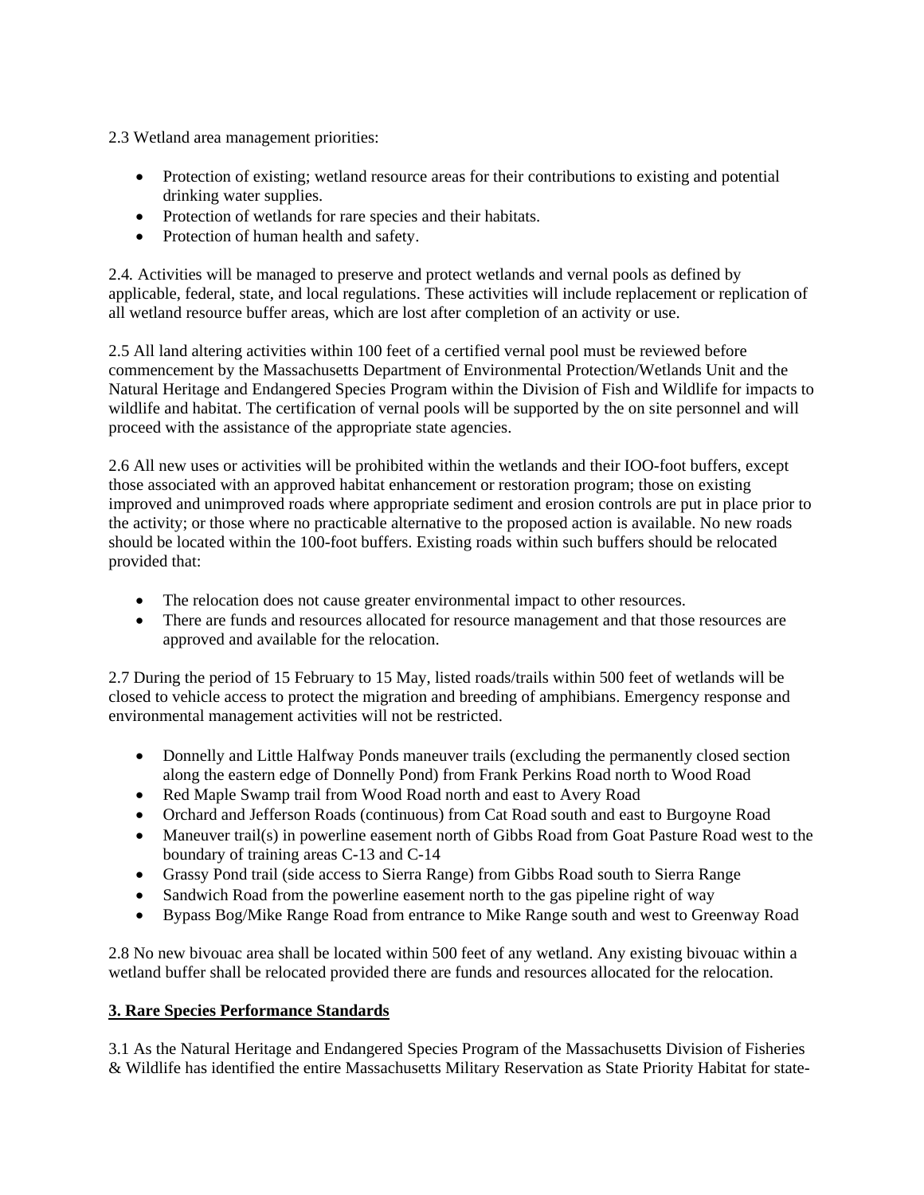2.3 Wetland area management priorities:

- Protection of existing; wetland resource areas for their contributions to existing and potential drinking water supplies.
- Protection of wetlands for rare species and their habitats.
- Protection of human health and safety.

2.4. Activities will be managed to preserve and protect wetlands and vernal pools as defined by applicable, federal, state, and local regulations. These activities will include replacement or replication of all wetland resource buffer areas, which are lost after completion of an activity or use.

2.5 All land altering activities within 100 feet of a certified vernal pool must be reviewed before commencement by the Massachusetts Department of Environmental Protection/Wetlands Unit and the Natural Heritage and Endangered Species Program within the Division of Fish and Wildlife for impacts to wildlife and habitat. The certification of vernal pools will be supported by the on site personnel and will proceed with the assistance of the appropriate state agencies.

2.6 All new uses or activities will be prohibited within the wetlands and their IOO-foot buffers, except those associated with an approved habitat enhancement or restoration program; those on existing improved and unimproved roads where appropriate sediment and erosion controls are put in place prior to the activity; or those where no practicable alternative to the proposed action is available. No new roads should be located within the 100-foot buffers. Existing roads within such buffers should be relocated provided that:

- The relocation does not cause greater environmental impact to other resources.
- There are funds and resources allocated for resource management and that those resources are approved and available for the relocation.

2.7 During the period of 15 February to 15 May, listed roads/trails within 500 feet of wetlands will be closed to vehicle access to protect the migration and breeding of amphibians. Emergency response and environmental management activities will not be restricted.

- Donnelly and Little Halfway Ponds maneuver trails (excluding the permanently closed section along the eastern edge of Donnelly Pond) from Frank Perkins Road north to Wood Road
- Red Maple Swamp trail from Wood Road north and east to Avery Road
- Orchard and Jefferson Roads (continuous) from Cat Road south and east to Burgoyne Road
- Maneuver trail(s) in powerline easement north of Gibbs Road from Goat Pasture Road west to the boundary of training areas C-13 and C-14
- Grassy Pond trail (side access to Sierra Range) from Gibbs Road south to Sierra Range
- Sandwich Road from the powerline easement north to the gas pipeline right of way
- Bypass Bog/Mike Range Road from entrance to Mike Range south and west to Greenway Road

2.8 No new bivouac area shall be located within 500 feet of any wetland. Any existing bivouac within a wetland buffer shall be relocated provided there are funds and resources allocated for the relocation.

## 3. Rare Species Performance Standards

3.1 As the Natural Heritage and Endangered Species Program of the Massachusetts Division of Fisheries & Wildlife has identified the entire Massachusetts Military Reservation as State Priority Habitat for state-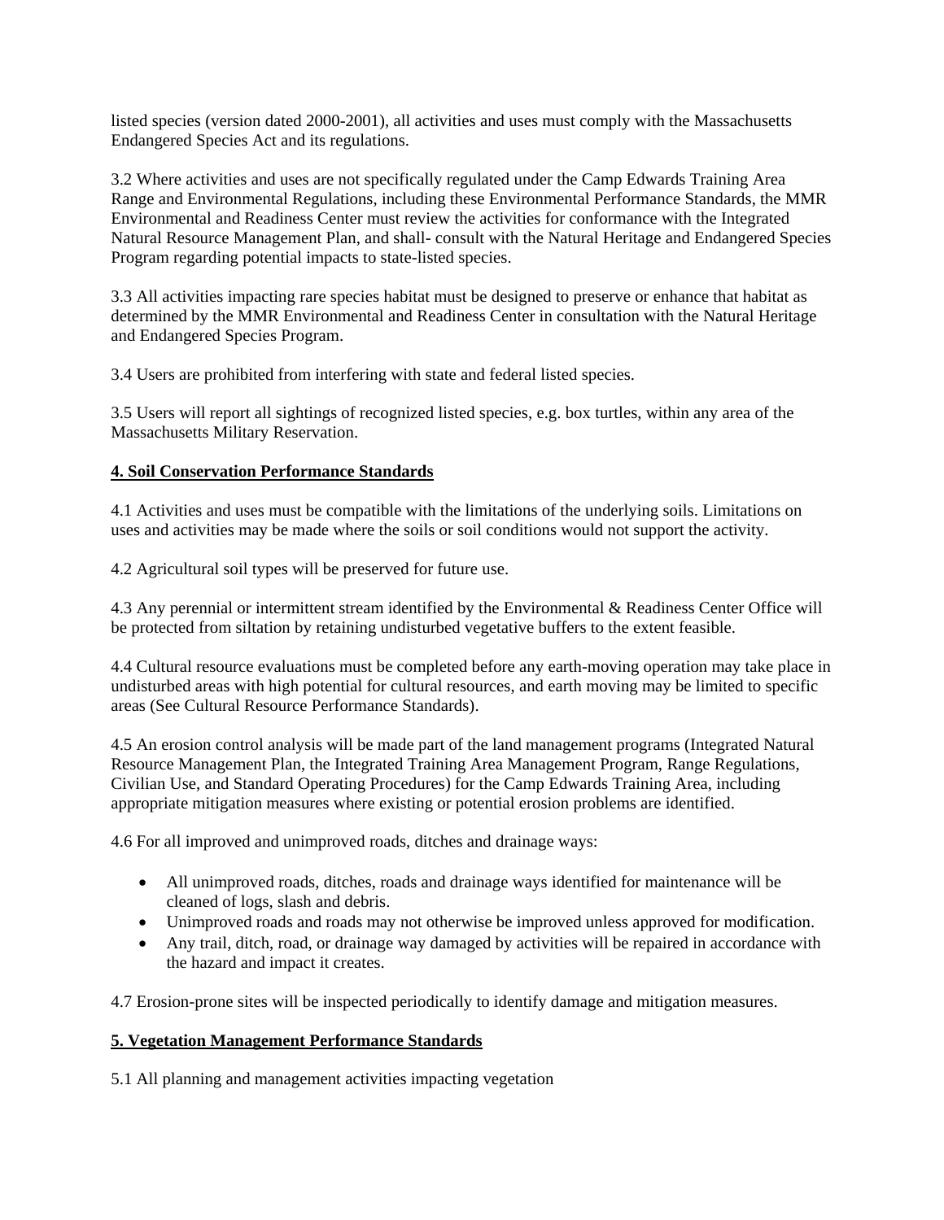listed species (version dated 2000-2001), all activities and uses must comply with the Massachusetts Endangered Species Act and its regulations.

3.2 Where activities and uses are not specifically regulated under the Camp Edwards Training Area Range and Environmental Regulations, including these Environmental Performance Standards, the MMR Environmental and Readiness Center must review the activities for conformance with the Integrated Natural Resource Management Plan, and shall- consult with the Natural Heritage and Endangered Species Program regarding potential impacts to state-listed species.

3.3 All activities impacting rare species habitat must be designed to preserve or enhance that habitat as determined by the MMR Environmental and Readiness Center in consultation with the Natural Heritage and Endangered Species Program.

3.4 Users are prohibited from interfering with state and federal listed species.

3.5 Users will report all sightings of recognized listed species, e.g. box turtles, within any area of the Massachusetts Military Reservation.

## 4. Soil Conservation Performance Standards

4.1 Activities and uses must be compatible with the limitations of the underlying soils. Limitations on uses and activities may be made where the soils or soil conditions would not support the activity.

4.2 Agricultural soil types will be preserved for future use.

4.3 Any perennial or intermittent stream identified by the Environmental & Readiness Center Office will be protected from siltation by retaining undisturbed vegetative buffers to the extent feasible.

4.4 Cultural resource evaluations must be completed before any earth-moving operation may take place in undisturbed areas with high potential for cultural resources, and earth moving may be limited to specific areas (See Cultural Resource Performance Standards).

4.5 An erosion control analysis will be made part of the land management programs (Integrated Natural Resource Management Plan, the Integrated Training Area Management Program, Range Regulations, Civilian Use, and Standard Operating Procedures) for the Camp Edwards Training Area, including appropriate mitigation measures where existing or potential erosion problems are identified.

4.6 For all improved and unimproved roads, ditches and drainage ways:

- All unimproved roads, ditches, roads and drainage ways identified for maintenance will be cleaned of logs, slash and debris.
- Unimproved roads and roads may not otherwise be improved unless approved for modification.
- Any trail, ditch, road, or drainage way damaged by activities will be repaired in accordance with the hazard and impact it creates.

4.7 Erosion-prone sites will be inspected periodically to identify damage and mitigation measures.

## 5. Vegetation Management Performance Standards

5.1 All planning and management activities impacting vegetation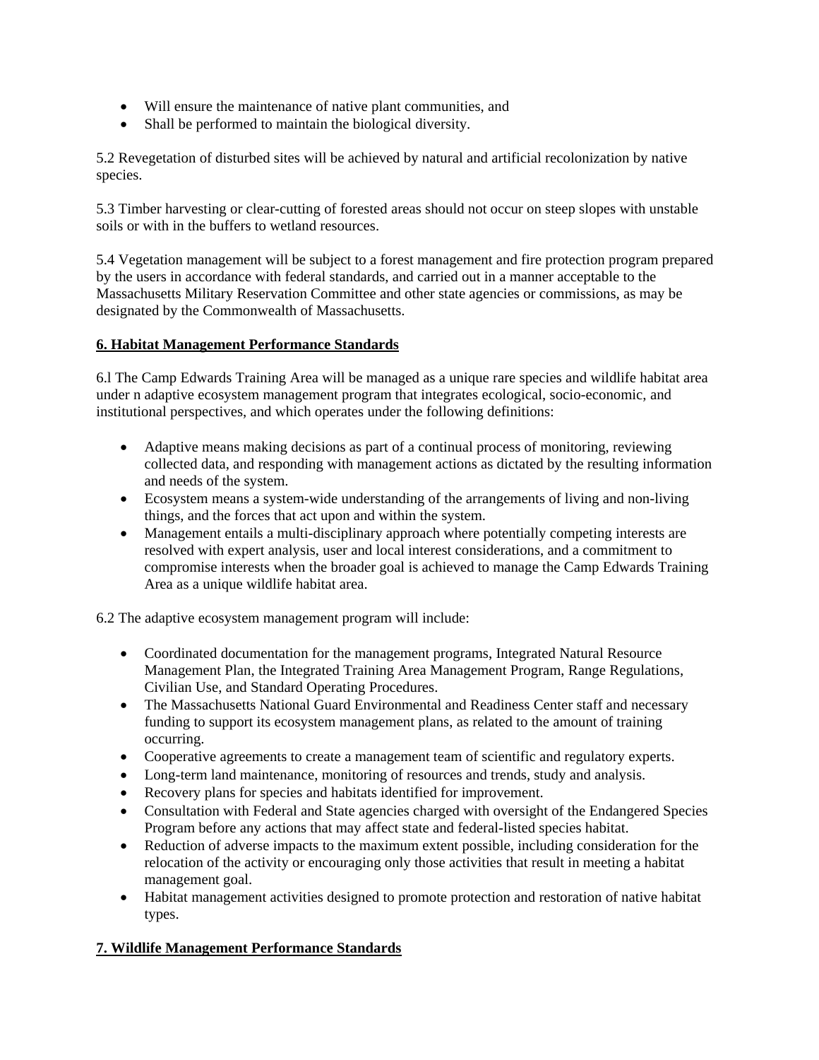- Will ensure the maintenance of native plant communities, and
- Shall be performed to maintain the biological diversity.

5.2 Revegetation of disturbed sites will be achieved by natural and artificial recolonization by native species.

5.3 Timber harvesting or clear-cutting of forested areas should not occur on steep slopes with unstable soils or with in the buffers to wetland resources.

5.4 Vegetation management will be subject to a forest management and fire protection program prepared by the users in accordance with federal standards, and carried out in a manner acceptable to the Massachusetts Military Reservation Committee and other state agencies or commissions, as may be designated by the Commonwealth of Massachusetts.

**6. Habitat Management Performance Standards**

6.l The Camp Edwards Training Area will be managed as a unique rare species and wildlife habitat area under n adaptive ecosystem management program that integrates ecological, socio-economic, and institutional perspectives, and which operates under the following definitions:

- Adaptive means making decisions as part of a continual process of monitoring, reviewing collected data, and responding with management actions as dictated by the resulting information and needs of the system.
- Ecosystem means a system-wide understanding of the arrangements of living and non-living things, and the forces that act upon and within the system.
- Management entails a multi-disciplinary approach where potentially competing interests are resolved with expert analysis, user and local interest considerations, and a commitment to compromise interests when the broader goal is achieved to manage the Camp Edwards Training Area as a unique wildlife habitat area.

6.2 The adaptive ecosystem management program will include:

- Coordinated documentation for the management programs, Integrated Natural Resource Management Plan, the Integrated Training Area Management Program, Range Regulations, Civilian Use, and Standard Operating Procedures.
- The Massachusetts National Guard Environmental and Readiness Center staff and necessary funding to support its ecosystem management plans, as related to the amount of training occurring.
- Cooperative agreements to create a management team of scientific and regulatory experts.
- Long-term land maintenance, monitoring of resources and trends, study and analysis.
- Recovery plans for species and habitats identified for improvement.
- Consultation with Federal and State agencies charged with oversight of the Endangered Species Program before any actions that may affect state and federal-listed species habitat.
- Reduction of adverse impacts to the maximum extent possible, including consideration for the relocation of the activity or encouraging only those activities that result in meeting a habitat management goal.
- Habitat management activities designed to promote protection and restoration of native habitat types.

**7. Wildlife Management Performance Standards**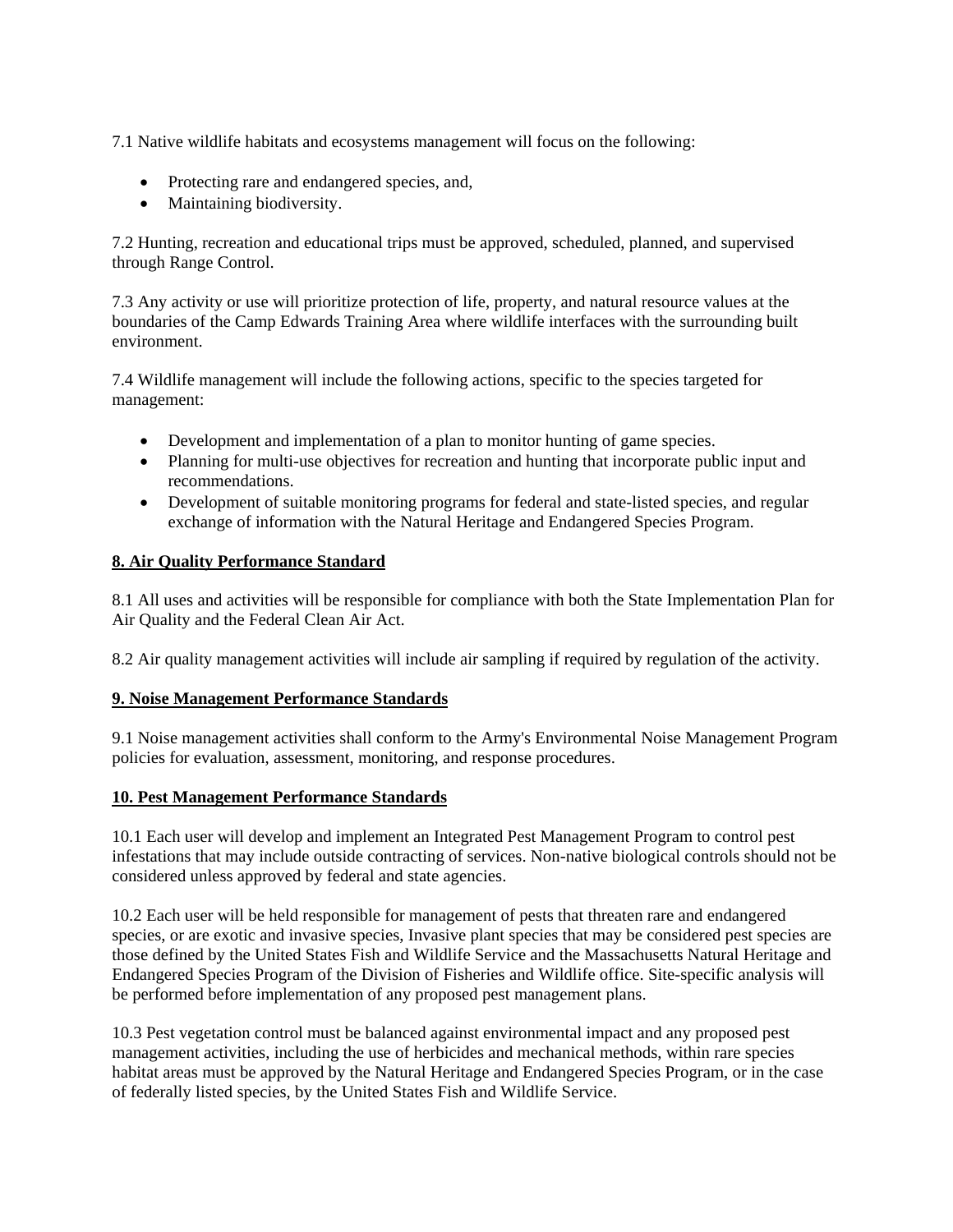7.1 Native wildlife habitats and ecosystems management will focus on the following:

- Protecting rare and endangered species, and,
- Maintaining biodiversity.

7.2 Hunting, recreation and educational trips must be approved, scheduled, planned, and supervised through Range Control.

7.3 Any activity or use will prioritize protection of life, property, and natural resource values at the boundaries of the Camp Edwards Training Area where wildlife interfaces with the surrounding built environment.

7.4 Wildlife management will include the following actions, specific to the species targeted for management:

- Development and implementation of a plan to monitor hunting of game species.
- Planning for multi-use objectives for recreation and hunting that incorporate public input and recommendations.
- Development of suitable monitoring programs for federal and state-listed species, and regular exchange of information with the Natural Heritage and Endangered Species Program.

## 8. Air Quality Performance Standard

8.1 All uses and activities will be responsible for compliance with both the State Implementation Plan for Air Quality and the Federal Clean Air Act.

8.2 Air quality management activities will include air sampling if required by regulation of the activity.

## 9. Noise Management Performance Standards

9.1 Noise management activities shall conform to the Army's Environmental Noise Management Program policies for evaluation, assessment, monitoring, and response procedures.

## 10. Pest Management Performance Standards

10.1 Each user will develop and implement an Integrated Pest Management Program to control pest infestations that may include outside contracting of services. Non-native biological controls should not be considered unless approved by federal and state agencies.

10.2 Each user will be held responsible for management of pests that threaten rare and endangered species, or are exotic and invasive species, Invasive plant species that may be considered pest species are those defined by the United States Fish and Wildlife Service and the Massachusetts Natural Heritage and Endangered Species Program of the Division of Fisheries and Wildlife office. Site-specific analysis will be performed before implementation of any proposed pest management plans.

10.3 Pest vegetation control must be balanced against environmental impact and any proposed pest management activities, including the use of herbicides and mechanical methods, within rare species habitat areas must be approved by the Natural Heritage and Endangered Species Program, or in the case of federally listed species, by the United States Fish and Wildlife Service.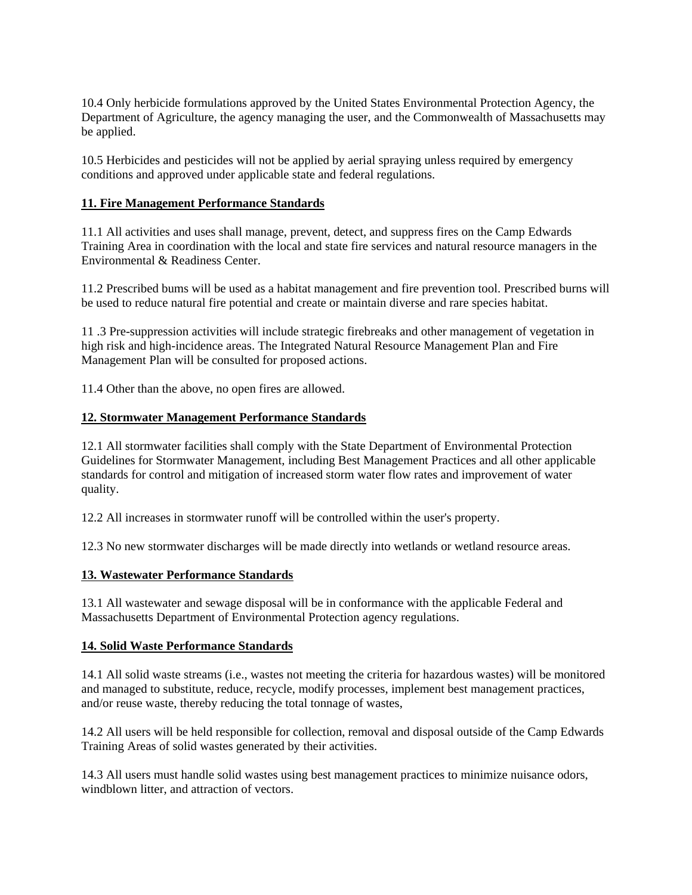10.4 Only herbicide formulations approved by the United States Environmental Protection Agency, the Department of Agriculture, the agency managing the user, and the Commonwealth of Massachusetts may be applied.

10.5 Herbicides and pesticides will not be applied by aerial spraying unless required by emergency conditions and approved under applicable state and federal regulations.

**11. Fire Management Performance Standards**

11.1 All activities and uses shall manage, prevent, detect, and suppress fires on the Camp Edwards Training Area in coordination with the local and state fire services and natural resource managers in the Environmental & Readiness Center.

11.2 Prescribed bums will be used as a habitat management and fire prevention tool. Prescribed burns will be used to reduce natural fire potential and create or maintain diverse and rare species habitat.

11 .3 Pre-suppression activities will include strategic firebreaks and other management of vegetation in high risk and high-incidence areas. The Integrated Natural Resource Management Plan and Fire Management Plan will be consulted for proposed actions.

11.4 Other than the above, no open fires are allowed.

**12. Stormwater Management Performance Standards**

12.1 All stormwater facilities shall comply with the State Department of Environmental Protection Guidelines for Stormwater Management, including Best Management Practices and all other applicable standards for control and mitigation of increased storm water flow rates and improvement of water quality.

12.2 All increases in stormwater runoff will be controlled within the user's property.

12.3 No new stormwater discharges will be made directly into wetlands or wetland resource areas.

**13. Wastewater Performance Standards**

13.1 All wastewater and sewage disposal will be in conformance with the applicable Federal and Massachusetts Department of Environmental Protection agency regulations.

**14. Solid Waste Performance Standards**

14.1 All solid waste streams (i.e., wastes not meeting the criteria for hazardous wastes) will be monitored and managed to substitute, reduce, recycle, modify processes, implement best management practices, and/or reuse waste, thereby reducing the total tonnage of wastes,

14.2 All users will be held responsible for collection, removal and disposal outside of the Camp Edwards Training Areas of solid wastes generated by their activities.

14.3 All users must handle solid wastes using best management practices to minimize nuisance odors, windblown litter, and attraction of vectors.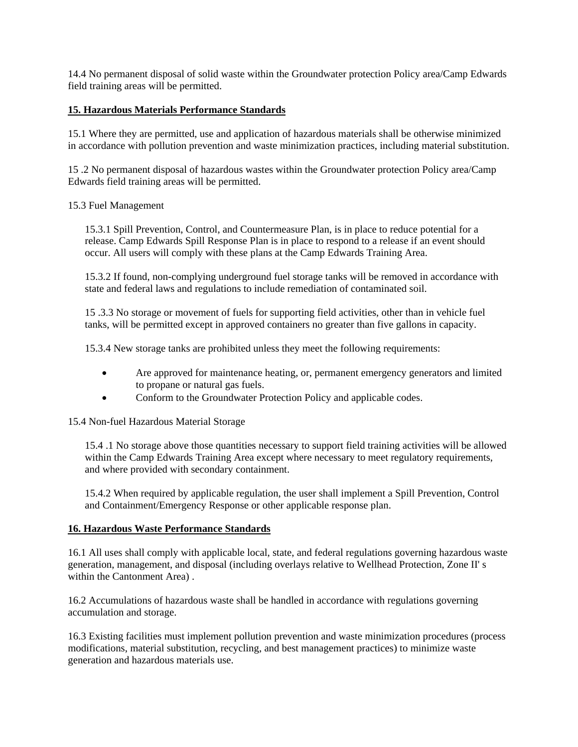14.4 No permanent disposal of solid waste within the Groundwater protection Policy area/Camp Edwards field training areas will be permitted.

## 15. Hazardous Materials Performance Standards

15.1 Where they are permitted, use and application of hazardous materials shall be otherwise minimized in accordance with pollution prevention and waste minimization practices, including material substitution.

15 .2 No permanent disposal of hazardous wastes within the Groundwater protection Policy area/Camp Edwards field training areas will be permitted.

15.3 Fuel Management

15.3.1 Spill Prevention, Control, and Countermeasure Plan, is in place to reduce potential for a release. Camp Edwards Spill Response Plan is in place to respond to a release if an event should occur. All users will comply with these plans at the Camp Edwards Training Area.

15.3.2 If found, non-complying underground fuel storage tanks will be removed in accordance with state and federal laws and regulations to include remediation of contaminated soil.

15 .3.3 No storage or movement of fuels for supporting field activities, other than in vehicle fuel tanks, will be permitted except in approved containers no greater than five gallons in capacity.

15.3.4 New storage tanks are prohibited unless they meet the following requirements:

- Are approved for maintenance heating, or, permanent emergency generators and limited to propane or natural gas fuels.
- Conform to the Groundwater Protection Policy and applicable codes.

15.4 Non-fuel Hazardous Material Storage

15.4 .1 No storage above those quantities necessary to support field training activities will be allowed within the Camp Edwards Training Area except where necessary to meet regulatory requirements, and where provided with secondary containment.

15.4.2 When required by applicable regulation, the user shall implement a Spill Prevention, Control and Containment/Emergency Response or other applicable response plan.

## 16. Hazardous Waste Performance Standards

16.1 All uses shall comply with applicable local, state, and federal regulations governing hazardous waste generation, management, and disposal (including overlays relative to Wellhead Protection, Zone II' s within the Cantonment Area) .

16.2 Accumulations of hazardous waste shall be handled in accordance with regulations governing accumulation and storage.

16.3 Existing facilities must implement pollution prevention and waste minimization procedures (process modifications, material substitution, recycling, and best management practices) to minimize waste generation and hazardous materials use.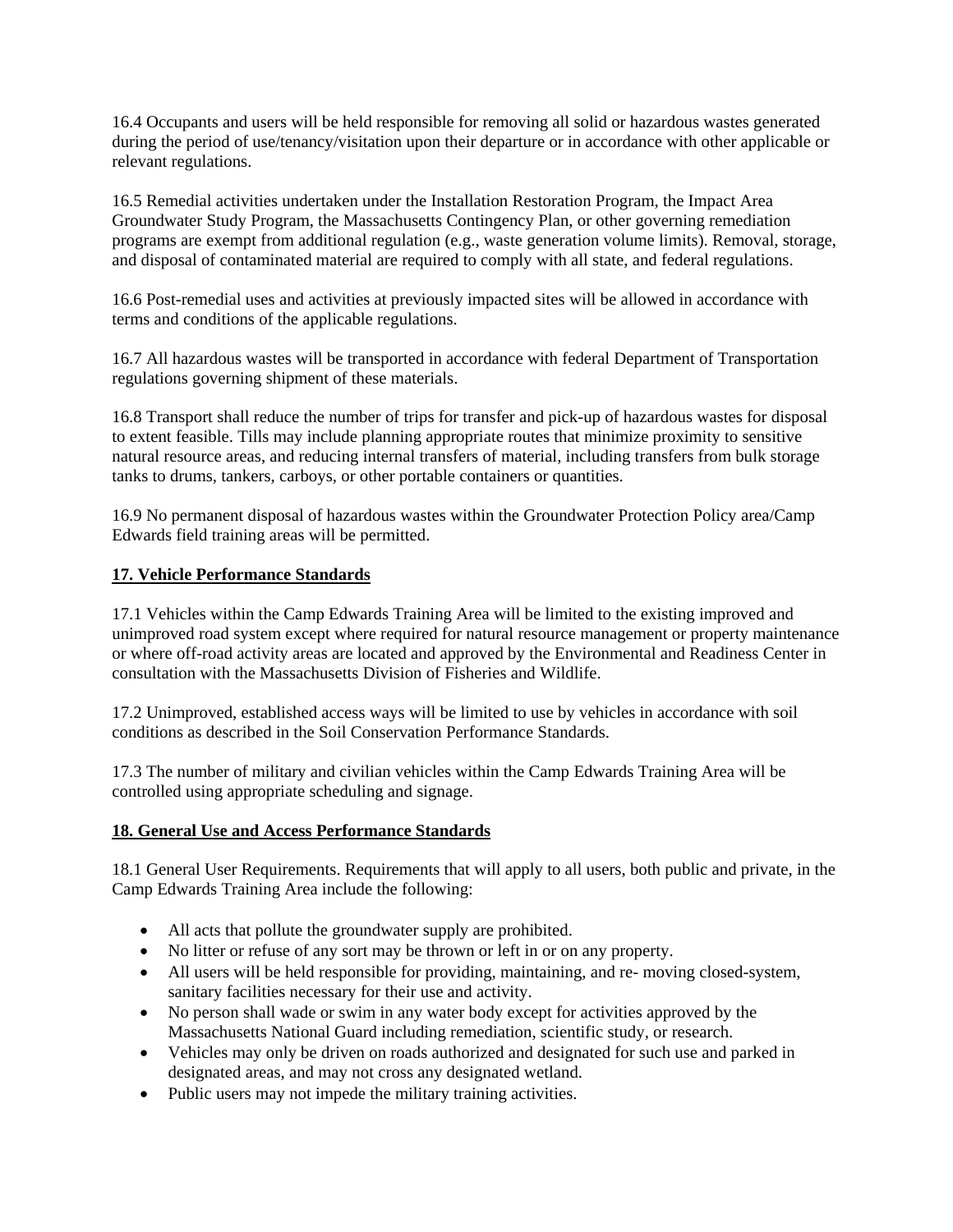16.4 Occupants and users will be held responsible for removing all solid or hazardous wastes generated during the period of use/tenancy/visitation upon their departure or in accordance with other applicable or relevant regulations.

16.5 Remedial activities undertaken under the Installation Restoration Program, the Impact Area Groundwater Study Program, the Massachusetts Contingency Plan, or other governing remediation programs are exempt from additional regulation (e.g., waste generation volume limits). Removal, storage, and disposal of contaminated material are required to comply with all state, and federal regulations.

16.6 Post-remedial uses and activities at previously impacted sites will be allowed in accordance with terms and conditions of the applicable regulations.

16.7 All hazardous wastes will be transported in accordance with federal Department of Transportation regulations governing shipment of these materials.

16.8 Transport shall reduce the number of trips for transfer and pick-up of hazardous wastes for disposal to extent feasible. Tills may include planning appropriate routes that minimize proximity to sensitive natural resource areas, and reducing internal transfers of material, including transfers from bulk storage tanks to drums, tankers, carboys, or other portable containers or quantities.

16.9 No permanent disposal of hazardous wastes within the Groundwater Protection Policy area/Camp Edwards field training areas will be permitted.

## 17. Vehicle Performance Standards

17.1 Vehicles within the Camp Edwards Training Area will be limited to the existing improved and unimproved road system except where required for natural resource management or property maintenance or where off-road activity areas are located and approved by the Environmental and Readiness Center in consultation with the Massachusetts Division of Fisheries and Wildlife.

17.2 Unimproved, established access ways will be limited to use by vehicles in accordance with soil conditions as described in the Soil Conservation Performance Standards.

17.3 The number of military and civilian vehicles within the Camp Edwards Training Area will be controlled using appropriate scheduling and signage.

## 18. General Use and Access Performance Standards

18.1 General User Requirements. Requirements that will apply to all users, both public and private, in the Camp Edwards Training Area include the following:

- All acts that pollute the groundwater supply are prohibited.
- No litter or refuse of any sort may be thrown or left in or on any property.
- All users will be held responsible for providing, maintaining, and re- moving closed-system, sanitary facilities necessary for their use and activity.
- No person shall wade or swim in any water body except for activities approved by the Massachusetts National Guard including remediation, scientific study, or research.
- Vehicles may only be driven on roads authorized and designated for such use and parked in designated areas, and may not cross any designated wetland.
- Public users may not impede the military training activities.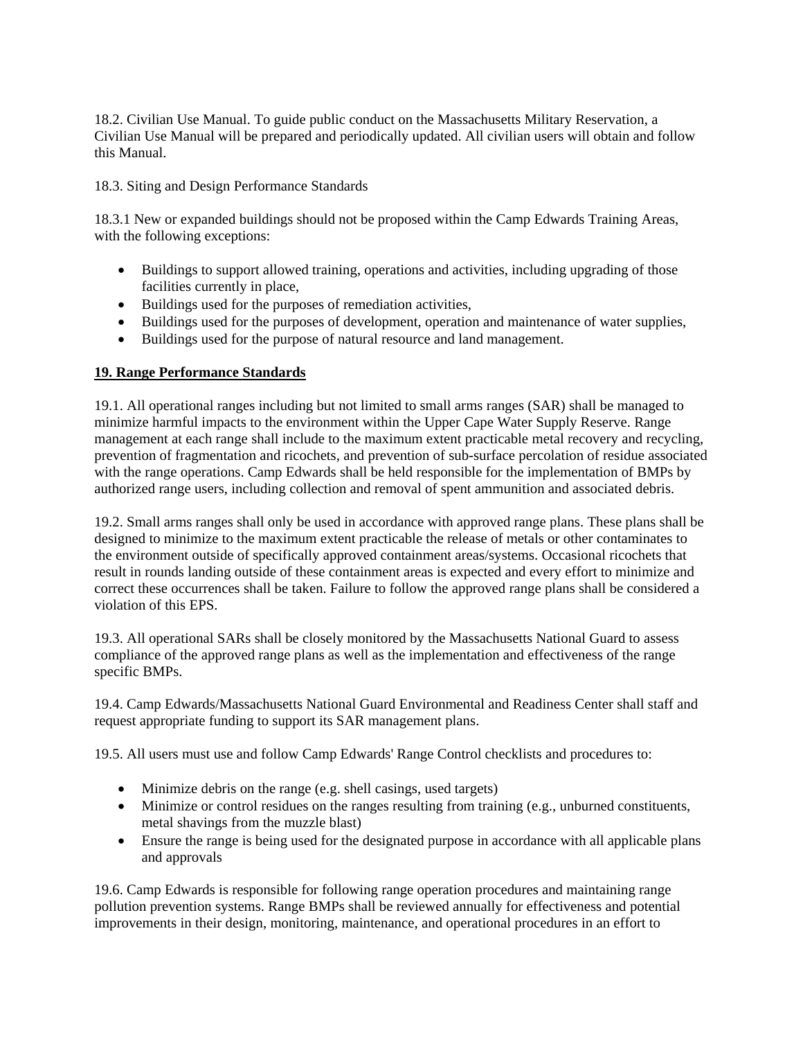18.2. Civilian Use Manual. To guide public conduct on the Massachusetts Military Reservation, a Civilian Use Manual will be prepared and periodically updated. All civilian users will obtain and follow this Manual.

18.3. Siting and Design Performance Standards

18.3.1 New or expanded buildings should not be proposed within the Camp Edwards Training Areas, with the following exceptions:

- Buildings to support allowed training, operations and activities, including upgrading of those facilities currently in place,
- Buildings used for the purposes of remediation activities,
- Buildings used for the purposes of development, operation and maintenance of water supplies,
- Buildings used for the purpose of natural resource and land management.

## 19. Range Performance Standards

19.1. All operational ranges including but not limited to small arms ranges (SAR) shall be managed to minimize harmful impacts to the environment within the Upper Cape Water Supply Reserve. Range management at each range shall include to the maximum extent practicable metal recovery and recycling, prevention of fragmentation and ricochets, and prevention of sub-surface percolation of residue associated with the range operations. Camp Edwards shall be held responsible for the implementation of BMPs by authorized range users, including collection and removal of spent ammunition and associated debris.

19.2. Small arms ranges shall only be used in accordance with approved range plans. These plans shall be designed to minimize to the maximum extent practicable the release of metals or other contaminates to the environment outside of specifically approved containment areas/systems. Occasional ricochets that result in rounds landing outside of these containment areas is expected and every effort to minimize and correct these occurrences shall be taken. Failure to follow the approved range plans shall be considered a violation of this EPS.

19.3. All operational SARs shall be closely monitored by the Massachusetts National Guard to assess compliance of the approved range plans as well as the implementation and effectiveness of the range specific BMPs.

19.4. Camp Edwards/Massachusetts National Guard Environmental and Readiness Center shall staff and request appropriate funding to support its SAR management plans.

19.5. All users must use and follow Camp Edwards' Range Control checklists and procedures to:

- Minimize debris on the range (e.g. shell casings, used targets)
- Minimize or control residues on the ranges resulting from training (e.g., unburned constituents, metal shavings from the muzzle blast)
- Ensure the range is being used for the designated purpose in accordance with all applicable plans and approvals

19.6. Camp Edwards is responsible for following range operation procedures and maintaining range pollution prevention systems. Range BMPs shall be reviewed annually for effectiveness and potential improvements in their design, monitoring, maintenance, and operational procedures in an effort to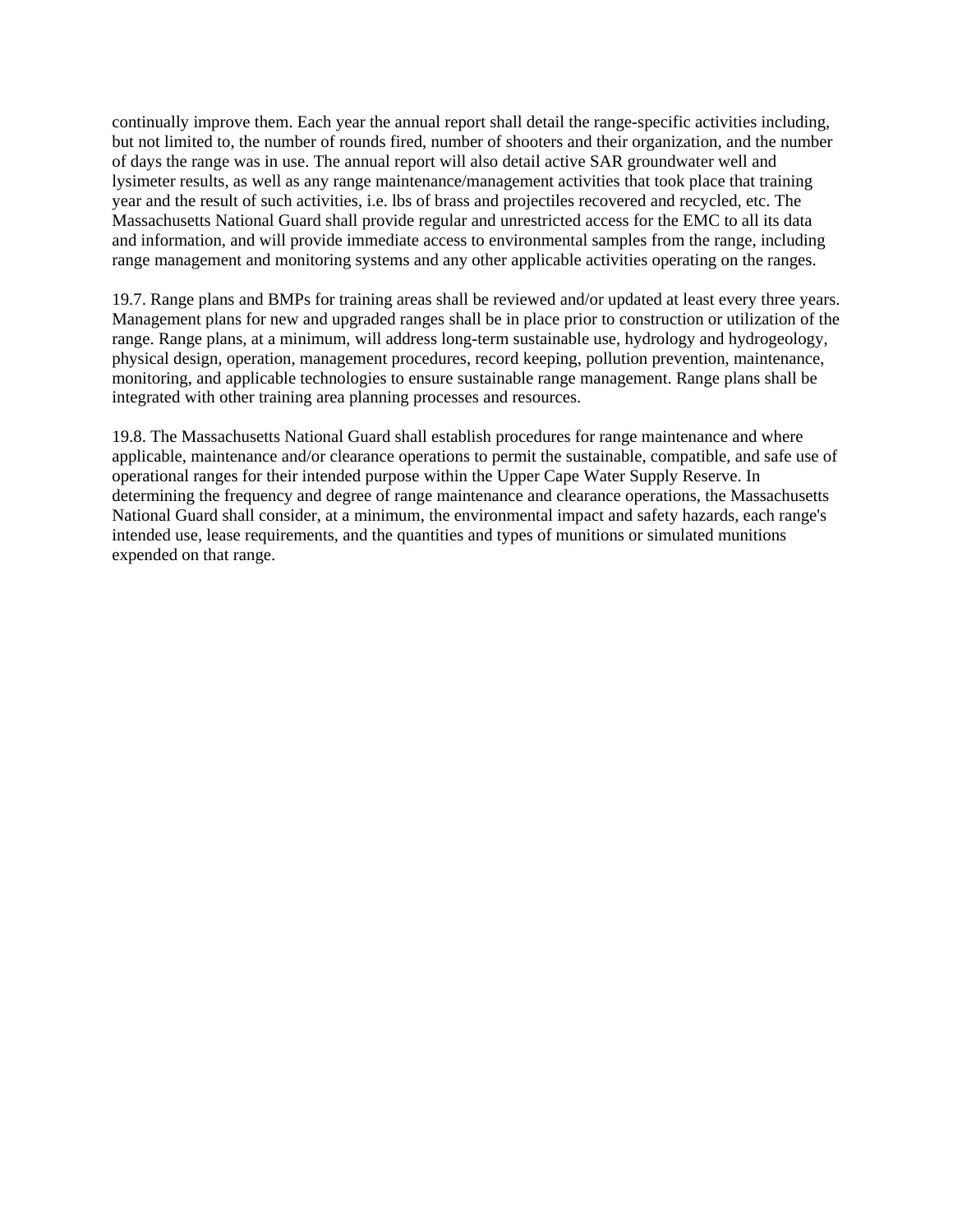continually improve them. Each year the annual report shall detail the range-specific activities including, but not limited to, the number of rounds fired, number of shooters and their organization, and the number of days the range was in use. The annual report will also detail active SAR groundwater well and lysimeter results, as well as any range maintenance/management activities that took place that training year and the result of such activities, i.e. lbs of brass and projectiles recovered and recycled, etc. The Massachusetts National Guard shall provide regular and unrestricted access for the EMC to all its data and information, and will provide immediate access to environmental samples from the range, including range management and monitoring systems and any other applicable activities operating on the ranges.

19.7. Range plans and BMPs for training areas shall be reviewed and/or updated at least every three years. Management plans for new and upgraded ranges shall be in place prior to construction or utilization of the range. Range plans, at a minimum, will address long-term sustainable use, hydrology and hydrogeology, physical design, operation, management procedures, record keeping, pollution prevention, maintenance, monitoring, and applicable technologies to ensure sustainable range management. Range plans shall be integrated with other training area planning processes and resources.

19.8. The Massachusetts National Guard shall establish procedures for range maintenance and where applicable, maintenance and/or clearance operations to permit the sustainable, compatible, and safe use of operational ranges for their intended purpose within the Upper Cape Water Supply Reserve. In determining the frequency and degree of range maintenance and clearance operations, the Massachusetts National Guard shall consider, at a minimum, the environmental impact and safety hazards, each range's intended use, lease requirements, and the quantities and types of munitions or simulated munitions expended on that range.